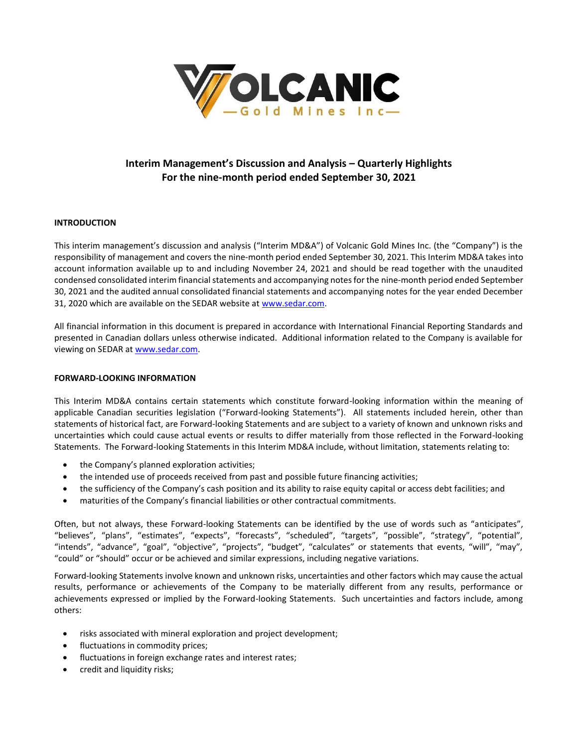# Interim Management's Discussion and Analysis – Quarterly Highlights
## For the nine-month period ended September 30, 2021

### INTRODUCTION

This interim management's discussion and analysis ("Interim MD&A") of Volcanic Gold Mines Inc. (the "Company") is the responsibility of management and covers the nine-month period ended September 30, 2021. This Interim MD&A takes into account information available up to and including November 24, 2021 and should be read together with the unaudited condensed consolidated interim financial statements and accompanying notes for the nine-month period ended September 30, 2021 and the audited annual consolidated financial statements and accompanying notes for the year ended December 31, 2020 which are available on the SEDAR website at www.sedar.com.

All financial information in this document is prepared in accordance with International Financial Reporting Standards and presented in Canadian dollars unless otherwise indicated. Additional information related to the Company is available for viewing on SEDAR at www.sedar.com.

### FORWARD-LOOKING INFORMATION

This Interim MD&A contains certain statements which constitute forward-looking information within the meaning of applicable Canadian securities legislation ("Forward-looking Statements"). All statements included herein, other than statements of historical fact, are Forward-looking Statements and are subject to a variety of known and unknown risks and uncertainties which could cause actual events or results to differ materially from those reflected in the Forward-looking Statements. The Forward-looking Statements in this Interim MD&A include, without limitation, statements relating to:

- the Company's planned exploration activities;
- the intended use of proceeds received from past and possible future financing activities;
- the sufficiency of the Company's cash position and its ability to raise equity capital or access debt facilities; and
- maturities of the Company's financial liabilities or other contractual commitments.

Often, but not always, these Forward-looking Statements can be identified by the use of words such as "anticipates", "believes", "plans", "estimates", "expects", "forecasts", "scheduled", "targets", "possible", "strategy", "potential", "intends", "advance", "goal", "objective", "projects", "budget", "calculates" or statements that events, "will", "may", "could" or "should" occur or be achieved and similar expressions, including negative variations.

Forward-looking Statements involve known and unknown risks, uncertainties and other factors which may cause the actual results, performance or achievements of the Company to be materially different from any results, performance or achievements expressed or implied by the Forward-looking Statements. Such uncertainties and factors include, among others:

- risks associated with mineral exploration and project development;
- fluctuations in commodity prices;
- fluctuations in foreign exchange rates and interest rates;
- credit and liquidity risks;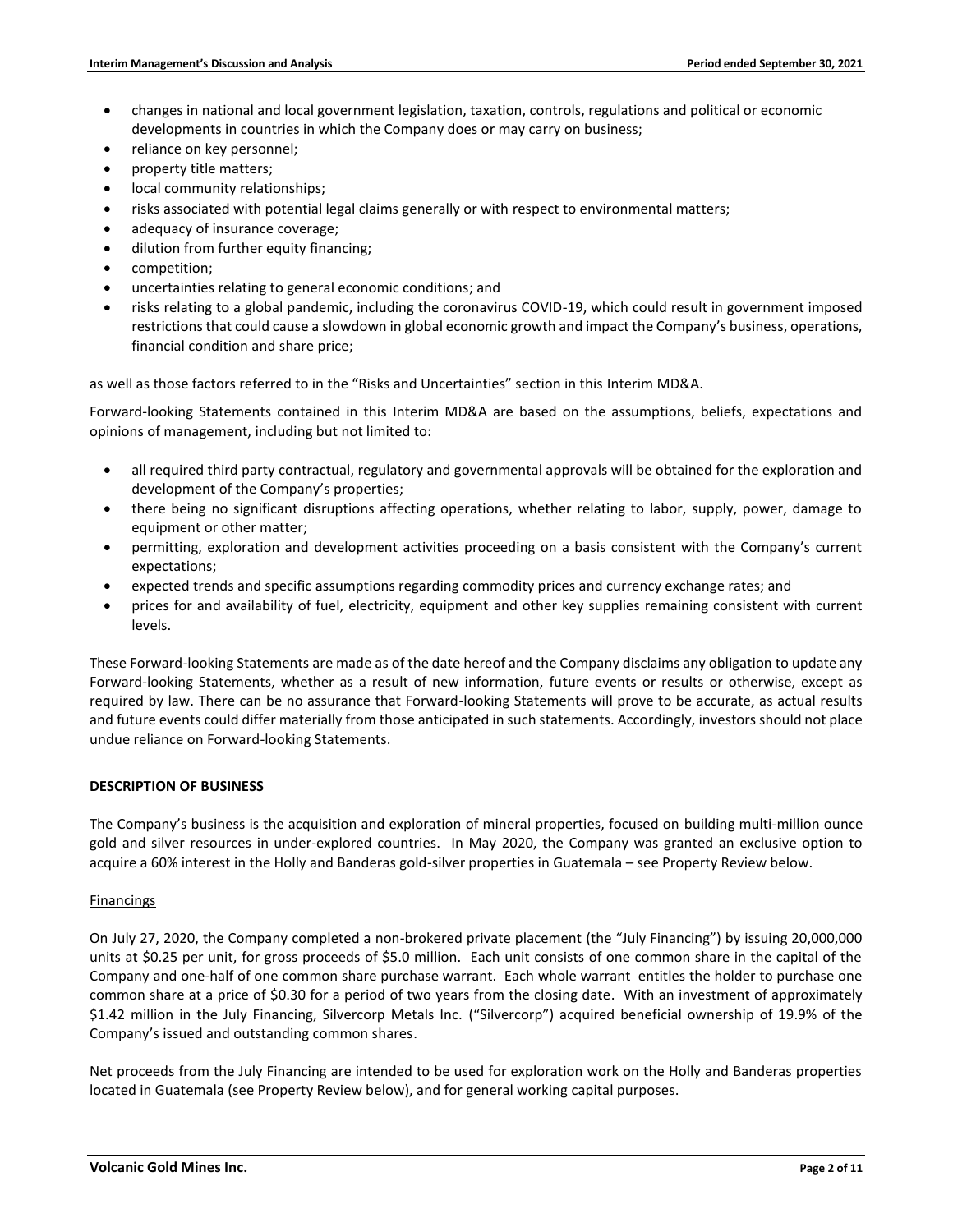- changes in national and local government legislation, taxation, controls, regulations and political or economic developments in countries in which the Company does or may carry on business;
- reliance on key personnel;
- property title matters;
- local community relationships;
- risks associated with potential legal claims generally or with respect to environmental matters;
- adequacy of insurance coverage;
- dilution from further equity financing;
- competition;
- uncertainties relating to general economic conditions; and
- risks relating to a global pandemic, including the coronavirus COVID-19, which could result in government imposed restrictions that could cause a slowdown in global economic growth and impact the Company's business, operations, financial condition and share price;

as well as those factors referred to in the "Risks and Uncertainties" section in this Interim MD&A.

Forward-looking Statements contained in this Interim MD&A are based on the assumptions, beliefs, expectations and opinions of management, including but not limited to:

- all required third party contractual, regulatory and governmental approvals will be obtained for the exploration and development of the Company's properties;
- there being no significant disruptions affecting operations, whether relating to labor, supply, power, damage to equipment or other matter;
- permitting, exploration and development activities proceeding on a basis consistent with the Company's current expectations;
- expected trends and specific assumptions regarding commodity prices and currency exchange rates; and
- prices for and availability of fuel, electricity, equipment and other key supplies remaining consistent with current levels.

These Forward-looking Statements are made as of the date hereof and the Company disclaims any obligation to update any Forward-looking Statements, whether as a result of new information, future events or results or otherwise, except as required by law. There can be no assurance that Forward-looking Statements will prove to be accurate, as actual results and future events could differ materially from those anticipated in such statements. Accordingly, investors should not place undue reliance on Forward-looking Statements.

**DESCRIPTION OF BUSINESS**

The Company's business is the acquisition and exploration of mineral properties, focused on building multi-million ounce gold and silver resources in under-explored countries. In May 2020, the Company was granted an exclusive option to acquire a 60% interest in the Holly and Banderas gold-silver properties in Guatemala – see Property Review below.

Financings

On July 27, 2020, the Company completed a non-brokered private placement (the "July Financing") by issuing 20,000,000 units at $0.25 per unit, for gross proceeds of $5.0 million. Each unit consists of one common share in the capital of the Company and one-half of one common share purchase warrant. Each whole warrant entitles the holder to purchase one common share at a price of $0.30 for a period of two years from the closing date. With an investment of approximately $1.42 million in the July Financing, Silvercorp Metals Inc. ("Silvercorp") acquired beneficial ownership of 19.9% of the Company's issued and outstanding common shares.

Net proceeds from the July Financing are intended to be used for exploration work on the Holly and Banderas properties located in Guatemala (see Property Review below), and for general working capital purposes.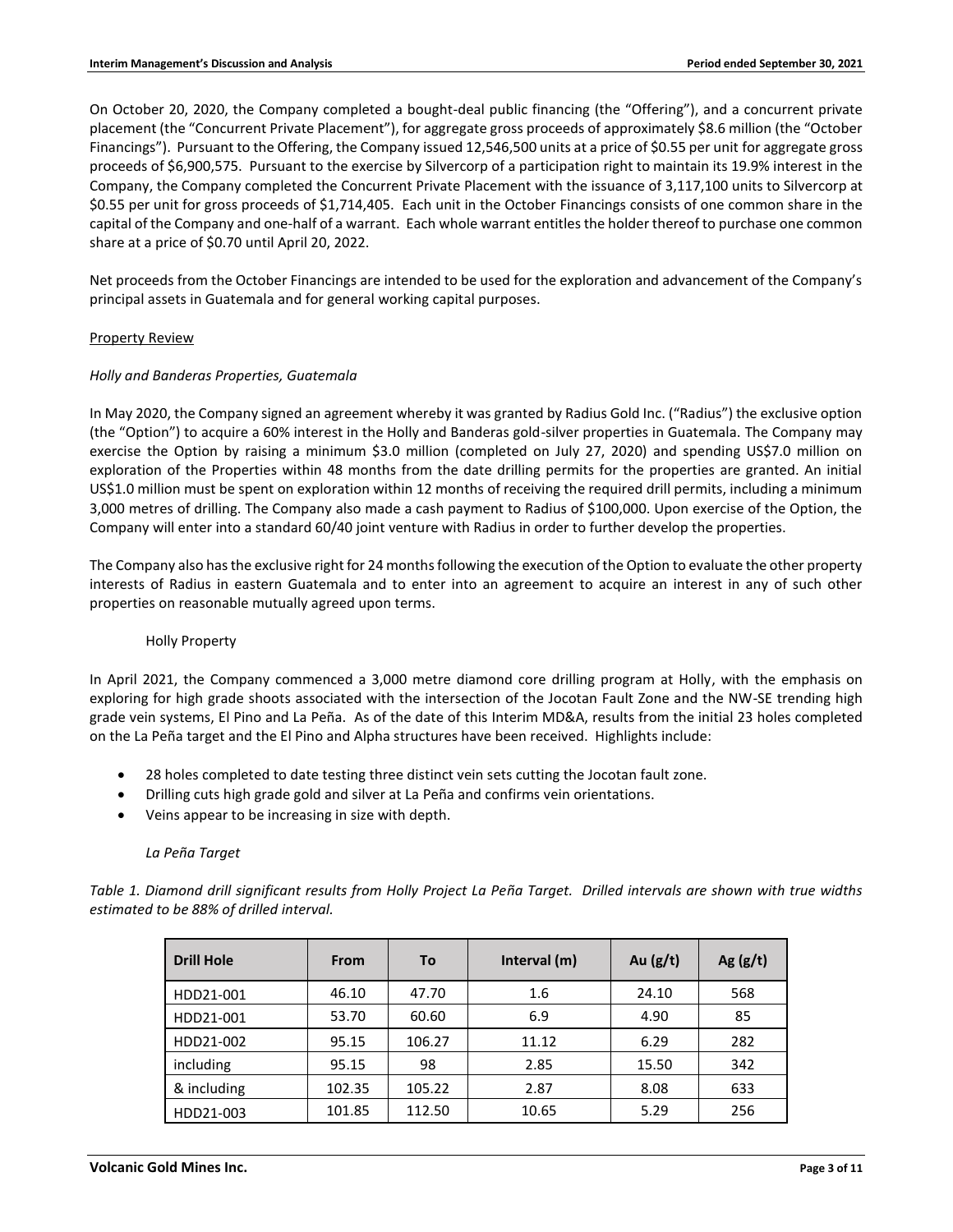On October 20, 2020, the Company completed a bought-deal public financing (the "Offering"), and a concurrent private placement (the "Concurrent Private Placement"), for aggregate gross proceeds of approximately $8.6 million (the "October Financings"). Pursuant to the Offering, the Company issued 12,546,500 units at a price of $0.55 per unit for aggregate gross proceeds of $6,900,575. Pursuant to the exercise by Silvercorp of a participation right to maintain its 19.9% interest in the Company, the Company completed the Concurrent Private Placement with the issuance of 3,117,100 units to Silvercorp at $0.55 per unit for gross proceeds of $1,714,405. Each unit in the October Financings consists of one common share in the capital of the Company and one-half of a warrant. Each whole warrant entitles the holder thereof to purchase one common share at a price of $0.70 until April 20, 2022.

Net proceeds from the October Financings are intended to be used for the exploration and advancement of the Company's principal assets in Guatemala and for general working capital purposes.

## Property Review

### *Holly and Banderas Properties, Guatemala*

In May 2020, the Company signed an agreement whereby it was granted by Radius Gold Inc. ("Radius") the exclusive option (the "Option") to acquire a 60% interest in the Holly and Banderas gold-silver properties in Guatemala. The Company may exercise the Option by raising a minimum $3.0 million (completed on July 27, 2020) and spending US$7.0 million on exploration of the Properties within 48 months from the date drilling permits for the properties are granted. An initial US$1.0 million must be spent on exploration within 12 months of receiving the required drill permits, including a minimum 3,000 metres of drilling. The Company also made a cash payment to Radius of $100,000. Upon exercise of the Option, the Company will enter into a standard 60/40 joint venture with Radius in order to further develop the properties.

The Company also has the exclusive right for 24 months following the execution of the Option to evaluate the other property interests of Radius in eastern Guatemala and to enter into an agreement to acquire an interest in any of such other properties on reasonable mutually agreed upon terms.

#### Holly Property

In April 2021, the Company commenced a 3,000 metre diamond core drilling program at Holly, with the emphasis on exploring for high grade shoots associated with the intersection of the Jocotan Fault Zone and the NW-SE trending high grade vein systems, El Pino and La Peña. As of the date of this Interim MD&A, results from the initial 23 holes completed on the La Peña target and the El Pino and Alpha structures have been received. Highlights include:

- 28 holes completed to date testing three distinct vein sets cutting the Jocotan fault zone.
- Drilling cuts high grade gold and silver at La Peña and confirms vein orientations.
- Veins appear to be increasing in size with depth.

#### *La Peña Target*

*Table 1. Diamond drill significant results from Holly Project La Peña Target. Drilled intervals are shown with true widths estimated to be 88% of drilled interval.*

| Drill Hole | From | To | Interval (m) | Au (g/t) | Ag (g/t) |
|---|---|---|---|---|---|
| HDD21-001 | 46.10 | 47.70 | 1.6 | 24.10 | 568 |
| HDD21-001 | 53.70 | 60.60 | 6.9 | 4.90 | 85 |
| HDD21-002 | 95.15 | 106.27 | 11.12 | 6.29 | 282 |
| including | 95.15 | 98 | 2.85 | 15.50 | 342 |
| & including | 102.35 | 105.22 | 2.87 | 8.08 | 633 |
| HDD21-003 | 101.85 | 112.50 | 10.65 | 5.29 | 256 |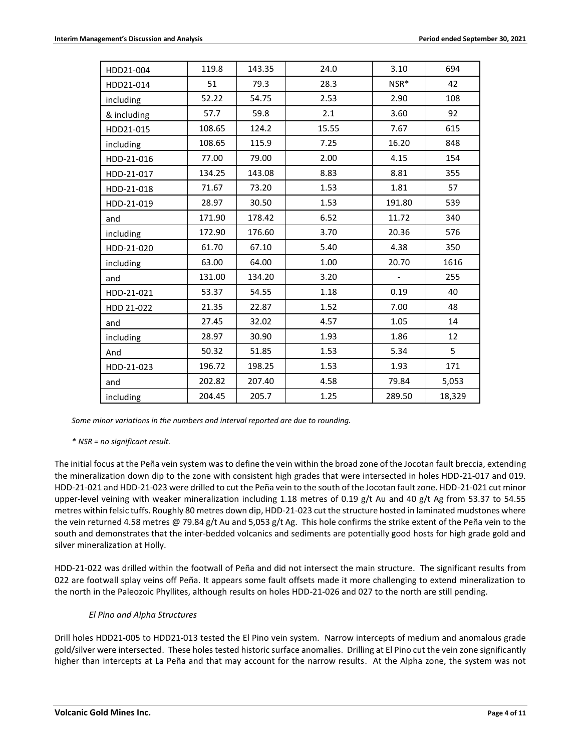| HDD21-004 | 119.8 | 143.35 | 24.0 | 3.10 | 694 |
|---|---|---|---|---|---|
| HDD21-014 | 51 | 79.3 | 28.3 | NSR* | 42 |
| including | 52.22 | 54.75 | 2.53 | 2.90 | 108 |
| & including | 57.7 | 59.8 | 2.1 | 3.60 | 92 |
| HDD21-015 | 108.65 | 124.2 | 15.55 | 7.67 | 615 |
| including | 108.65 | 115.9 | 7.25 | 16.20 | 848 |
| HDD-21-016 | 77.00 | 79.00 | 2.00 | 4.15 | 154 |
| HDD-21-017 | 134.25 | 143.08 | 8.83 | 8.81 | 355 |
| HDD-21-018 | 71.67 | 73.20 | 1.53 | 1.81 | 57 |
| HDD-21-019 | 28.97 | 30.50 | 1.53 | 191.80 | 539 |
| and | 171.90 | 178.42 | 6.52 | 11.72 | 340 |
| including | 172.90 | 176.60 | 3.70 | 20.36 | 576 |
| HDD-21-020 | 61.70 | 67.10 | 5.40 | 4.38 | 350 |
| including | 63.00 | 64.00 | 1.00 | 20.70 | 1616 |
| and | 131.00 | 134.20 | 3.20 | - | 255 |
| HDD-21-021 | 53.37 | 54.55 | 1.18 | 0.19 | 40 |
| HDD 21-022 | 21.35 | 22.87 | 1.52 | 7.00 | 48 |
| and | 27.45 | 32.02 | 4.57 | 1.05 | 14 |
| including | 28.97 | 30.90 | 1.93 | 1.86 | 12 |
| And | 50.32 | 51.85 | 1.53 | 5.34 | 5 |
| HDD-21-023 | 196.72 | 198.25 | 1.53 | 1.93 | 171 |
| and | 202.82 | 207.40 | 4.58 | 79.84 | 5,053 |
| including | 204.45 | 205.7 | 1.25 | 289.50 | 18,329 |

*Some minor variations in the numbers and interval reported are due to rounding.*

*\* NSR = no significant result.*

The initial focus at the Peña vein system was to define the vein within the broad zone of the Jocotan fault breccia, extending the mineralization down dip to the zone with consistent high grades that were intersected in holes HDD-21-017 and 019. HDD-21-021 and HDD-21-023 were drilled to cut the Peña vein to the south of the Jocotan fault zone. HDD-21-021 cut minor upper-level veining with weaker mineralization including 1.18 metres of 0.19 g/t Au and 40 g/t Ag from 53.37 to 54.55 metres within felsic tuffs. Roughly 80 metres down dip, HDD-21-023 cut the structure hosted in laminated mudstones where the vein returned 4.58 metres @ 79.84 g/t Au and 5,053 g/t Ag. This hole confirms the strike extent of the Peña vein to the south and demonstrates that the inter-bedded volcanics and sediments are potentially good hosts for high grade gold and silver mineralization at Holly.

HDD-21-022 was drilled within the footwall of Peña and did not intersect the main structure. The significant results from 022 are footwall splay veins off Peña. It appears some fault offsets made it more challenging to extend mineralization to the north in the Paleozoic Phyllites, although results on holes HDD-21-026 and 027 to the north are still pending.

*El Pino and Alpha Structures*

Drill holes HDD21-005 to HDD21-013 tested the El Pino vein system. Narrow intercepts of medium and anomalous grade gold/silver were intersected. These holes tested historic surface anomalies. Drilling at El Pino cut the vein zone significantly higher than intercepts at La Peña and that may account for the narrow results. At the Alpha zone, the system was not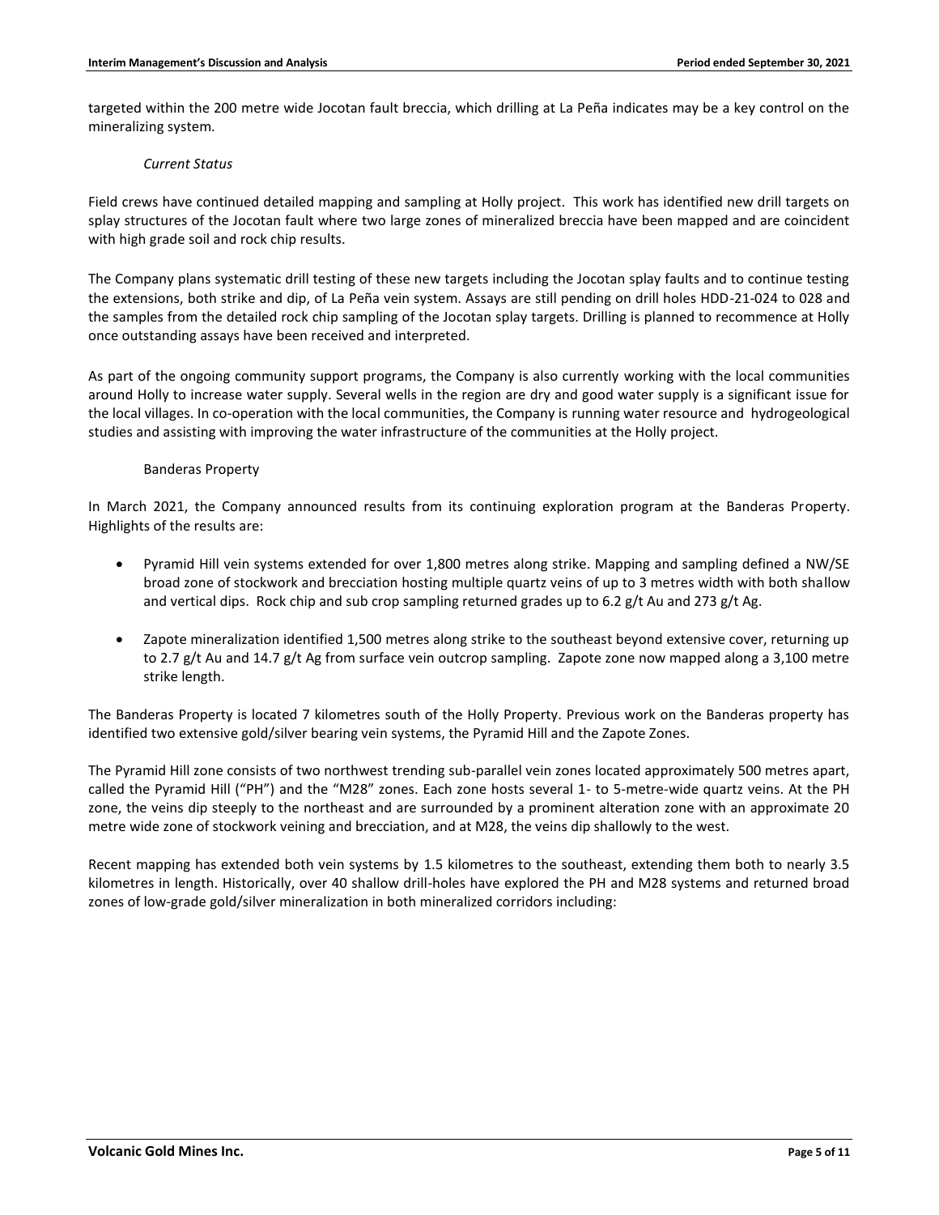targeted within the 200 metre wide Jocotan fault breccia, which drilling at La Peña indicates may be a key control on the mineralizing system.

*Current Status*

Field crews have continued detailed mapping and sampling at Holly project. This work has identified new drill targets on splay structures of the Jocotan fault where two large zones of mineralized breccia have been mapped and are coincident with high grade soil and rock chip results.

The Company plans systematic drill testing of these new targets including the Jocotan splay faults and to continue testing the extensions, both strike and dip, of La Peña vein system. Assays are still pending on drill holes HDD-21-024 to 028 and the samples from the detailed rock chip sampling of the Jocotan splay targets. Drilling is planned to recommence at Holly once outstanding assays have been received and interpreted.

As part of the ongoing community support programs, the Company is also currently working with the local communities around Holly to increase water supply. Several wells in the region are dry and good water supply is a significant issue for the local villages. In co-operation with the local communities, the Company is running water resource and hydrogeological studies and assisting with improving the water infrastructure of the communities at the Holly project.

Banderas Property

In March 2021, the Company announced results from its continuing exploration program at the Banderas Property. Highlights of the results are:

- Pyramid Hill vein systems extended for over 1,800 metres along strike. Mapping and sampling defined a NW/SE broad zone of stockwork and brecciation hosting multiple quartz veins of up to 3 metres width with both shallow and vertical dips. Rock chip and sub crop sampling returned grades up to 6.2 g/t Au and 273 g/t Ag.
- Zapote mineralization identified 1,500 metres along strike to the southeast beyond extensive cover, returning up to 2.7 g/t Au and 14.7 g/t Ag from surface vein outcrop sampling. Zapote zone now mapped along a 3,100 metre strike length.

The Banderas Property is located 7 kilometres south of the Holly Property. Previous work on the Banderas property has identified two extensive gold/silver bearing vein systems, the Pyramid Hill and the Zapote Zones.

The Pyramid Hill zone consists of two northwest trending sub-parallel vein zones located approximately 500 metres apart, called the Pyramid Hill ("PH") and the "M28" zones. Each zone hosts several 1- to 5-metre-wide quartz veins. At the PH zone, the veins dip steeply to the northeast and are surrounded by a prominent alteration zone with an approximate 20 metre wide zone of stockwork veining and brecciation, and at M28, the veins dip shallowly to the west.

Recent mapping has extended both vein systems by 1.5 kilometres to the southeast, extending them both to nearly 3.5 kilometres in length. Historically, over 40 shallow drill-holes have explored the PH and M28 systems and returned broad zones of low-grade gold/silver mineralization in both mineralized corridors including: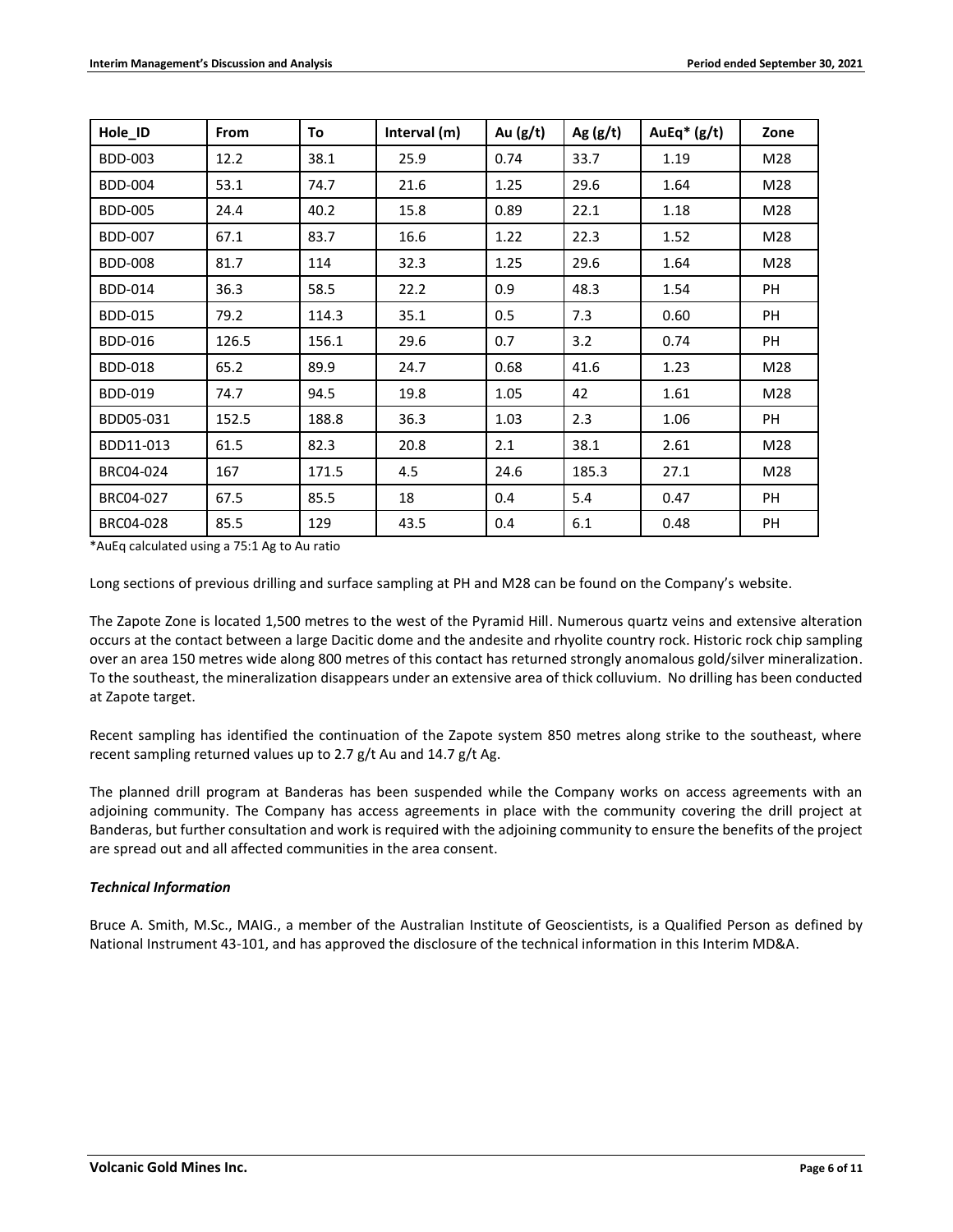| Hole_ID | From | To | Interval (m) | Au (g/t) | Ag (g/t) | AuEq* (g/t) | Zone |
|---|---|---|---|---|---|---|---|
| BDD-003 | 12.2 | 38.1 | 25.9 | 0.74 | 33.7 | 1.19 | M28 |
| BDD-004 | 53.1 | 74.7 | 21.6 | 1.25 | 29.6 | 1.64 | M28 |
| BDD-005 | 24.4 | 40.2 | 15.8 | 0.89 | 22.1 | 1.18 | M28 |
| BDD-007 | 67.1 | 83.7 | 16.6 | 1.22 | 22.3 | 1.52 | M28 |
| BDD-008 | 81.7 | 114 | 32.3 | 1.25 | 29.6 | 1.64 | M28 |
| BDD-014 | 36.3 | 58.5 | 22.2 | 0.9 | 48.3 | 1.54 | PH |
| BDD-015 | 79.2 | 114.3 | 35.1 | 0.5 | 7.3 | 0.60 | PH |
| BDD-016 | 126.5 | 156.1 | 29.6 | 0.7 | 3.2 | 0.74 | PH |
| BDD-018 | 65.2 | 89.9 | 24.7 | 0.68 | 41.6 | 1.23 | M28 |
| BDD-019 | 74.7 | 94.5 | 19.8 | 1.05 | 42 | 1.61 | M28 |
| BDD05-031 | 152.5 | 188.8 | 36.3 | 1.03 | 2.3 | 1.06 | PH |
| BDD11-013 | 61.5 | 82.3 | 20.8 | 2.1 | 38.1 | 2.61 | M28 |
| BRC04-024 | 167 | 171.5 | 4.5 | 24.6 | 185.3 | 27.1 | M28 |
| BRC04-027 | 67.5 | 85.5 | 18 | 0.4 | 5.4 | 0.47 | PH |
| BRC04-028 | 85.5 | 129 | 43.5 | 0.4 | 6.1 | 0.48 | PH |

*AuEq calculated using a 75:1 Ag to Au ratio

Long sections of previous drilling and surface sampling at PH and M28 can be found on the Company's website.

The Zapote Zone is located 1,500 metres to the west of the Pyramid Hill. Numerous quartz veins and extensive alteration occurs at the contact between a large Dacitic dome and the andesite and rhyolite country rock. Historic rock chip sampling over an area 150 metres wide along 800 metres of this contact has returned strongly anomalous gold/silver mineralization. To the southeast, the mineralization disappears under an extensive area of thick colluvium. No drilling has been conducted at Zapote target.

Recent sampling has identified the continuation of the Zapote system 850 metres along strike to the southeast, where recent sampling returned values up to 2.7 g/t Au and 14.7 g/t Ag.

The planned drill program at Banderas has been suspended while the Company works on access agreements with an adjoining community. The Company has access agreements in place with the community covering the drill project at Banderas, but further consultation and work is required with the adjoining community to ensure the benefits of the project are spread out and all affected communities in the area consent.

### *Technical Information*

Bruce A. Smith, M.Sc., MAIG., a member of the Australian Institute of Geoscientists, is a Qualified Person as defined by National Instrument 43-101, and has approved the disclosure of the technical information in this Interim MD&A.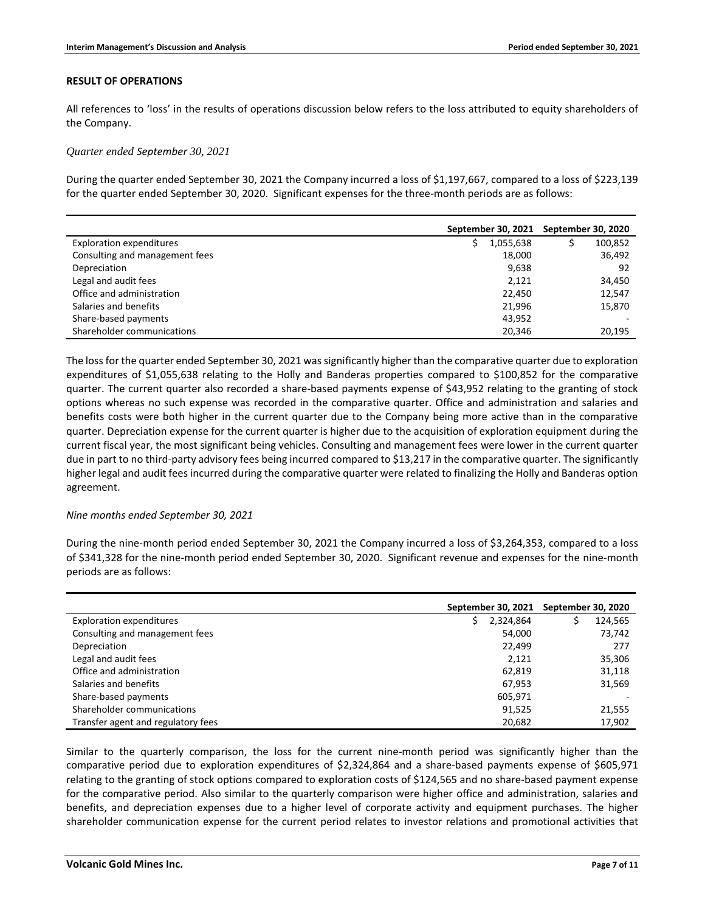## RESULT OF OPERATIONS

All references to 'loss' in the results of operations discussion below refers to the loss attributed to equity shareholders of the Company.

*Quarter ended September 30, 2021*

During the quarter ended September 30, 2021 the Company incurred a loss of $1,197,667, compared to a loss of $223,139 for the quarter ended September 30, 2020. Significant expenses for the three-month periods are as follows:

| | September 30, 2021 | September 30, 2020 |
|---|---|---|
| Exploration expenditures | $ 1,055,638 | $ 100,852 |
| Consulting and management fees | 18,000 | 36,492 |
| Depreciation | 9,638 | 92 |
| Legal and audit fees | 2,121 | 34,450 |
| Office and administration | 22,450 | 12,547 |
| Salaries and benefits | 21,996 | 15,870 |
| Share-based payments | 43,952 | - |
| Shareholder communications | 20,346 | 20,195 |

The loss for the quarter ended September 30, 2021 was significantly higher than the comparative quarter due to exploration expenditures of $1,055,638 relating to the Holly and Banderas properties compared to $100,852 for the comparative quarter. The current quarter also recorded a share-based payments expense of $43,952 relating to the granting of stock options whereas no such expense was recorded in the comparative quarter. Office and administration and salaries and benefits costs were both higher in the current quarter due to the Company being more active than in the comparative quarter. Depreciation expense for the current quarter is higher due to the acquisition of exploration equipment during the current fiscal year, the most significant being vehicles. Consulting and management fees were lower in the current quarter due in part to no third-party advisory fees being incurred compared to $13,217 in the comparative quarter. The significantly higher legal and audit fees incurred during the comparative quarter were related to finalizing the Holly and Banderas option agreement.

*Nine months ended September 30, 2021*

During the nine-month period ended September 30, 2021 the Company incurred a loss of $3,264,353, compared to a loss of $341,328 for the nine-month period ended September 30, 2020. Significant revenue and expenses for the nine-month periods are as follows:

| | September 30, 2021 | September 30, 2020 |
|---|---|---|
| Exploration expenditures | $ 2,324,864 | $ 124,565 |
| Consulting and management fees | 54,000 | 73,742 |
| Depreciation | 22,499 | 277 |
| Legal and audit fees | 2,121 | 35,306 |
| Office and administration | 62,819 | 31,118 |
| Salaries and benefits | 67,953 | 31,569 |
| Share-based payments | 605,971 | - |
| Shareholder communications | 91,525 | 21,555 |
| Transfer agent and regulatory fees | 20,682 | 17,902 |

Similar to the quarterly comparison, the loss for the current nine-month period was significantly higher than the comparative period due to exploration expenditures of $2,324,864 and a share-based payments expense of $605,971 relating to the granting of stock options compared to exploration costs of $124,565 and no share-based payment expense for the comparative period. Also similar to the quarterly comparison were higher office and administration, salaries and benefits, and depreciation expenses due to a higher level of corporate activity and equipment purchases. The higher shareholder communication expense for the current period relates to investor relations and promotional activities that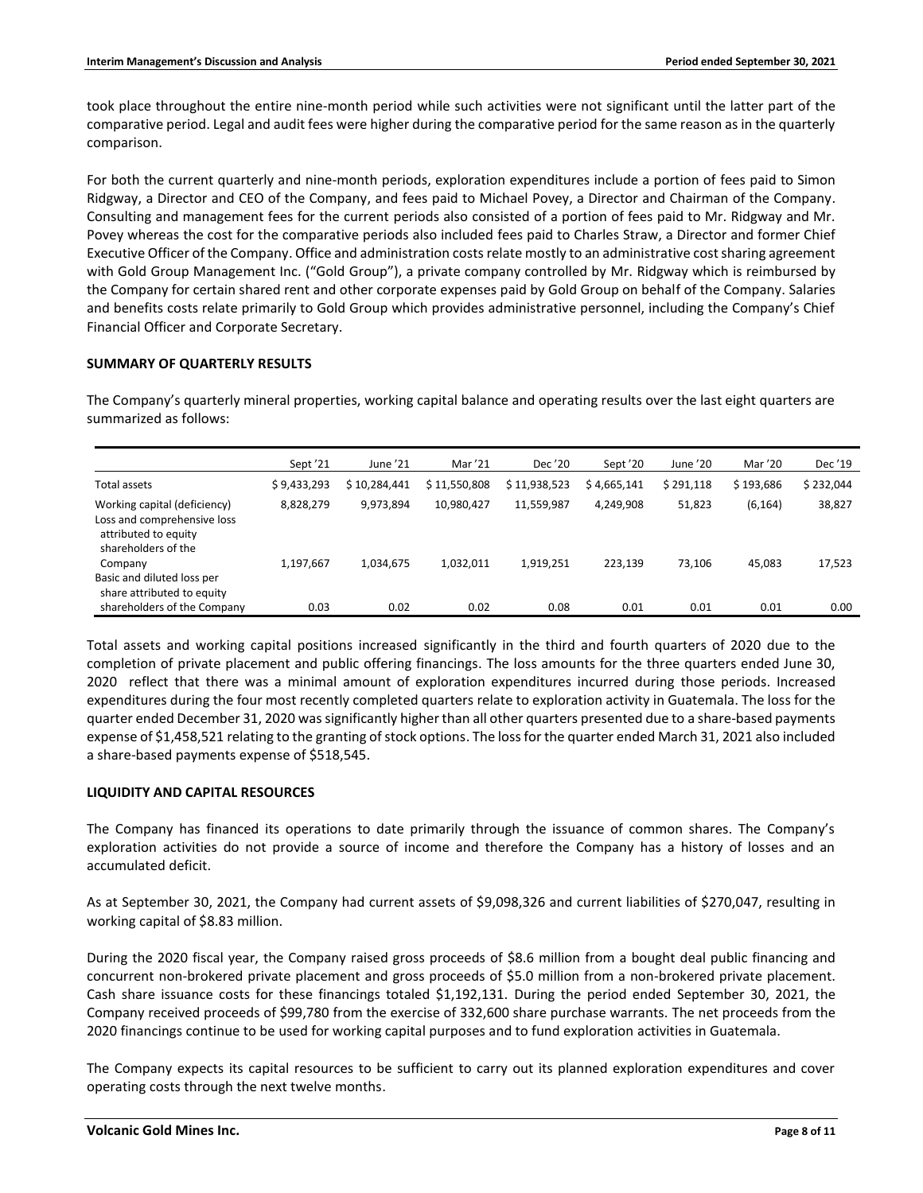took place throughout the entire nine-month period while such activities were not significant until the latter part of the comparative period. Legal and audit fees were higher during the comparative period for the same reason as in the quarterly comparison.

For both the current quarterly and nine-month periods, exploration expenditures include a portion of fees paid to Simon Ridgway, a Director and CEO of the Company, and fees paid to Michael Povey, a Director and Chairman of the Company. Consulting and management fees for the current periods also consisted of a portion of fees paid to Mr. Ridgway and Mr. Povey whereas the cost for the comparative periods also included fees paid to Charles Straw, a Director and former Chief Executive Officer of the Company. Office and administration costs relate mostly to an administrative cost sharing agreement with Gold Group Management Inc. ("Gold Group"), a private company controlled by Mr. Ridgway which is reimbursed by the Company for certain shared rent and other corporate expenses paid by Gold Group on behalf of the Company. Salaries and benefits costs relate primarily to Gold Group which provides administrative personnel, including the Company's Chief Financial Officer and Corporate Secretary.

## SUMMARY OF QUARTERLY RESULTS

The Company's quarterly mineral properties, working capital balance and operating results over the last eight quarters are summarized as follows:

| | Sept '21 | June '21 | Mar '21 | Dec '20 | Sept '20 | June '20 | Mar '20 | Dec '19 |
|---|---|---|---|---|---|---|---|---|
| Total assets | $ 9,433,293 | $ 10,284,441 | $ 11,550,808 | $ 11,938,523 | $ 4,665,141 | $ 291,118 | $ 193,686 | $ 232,044 |
| Working capital (deficiency) | 8,828,279 | 9,973,894 | 10,980,427 | 11,559,987 | 4,249,908 | 51,823 | (6,164) | 38,827 |
| Loss and comprehensive loss attributed to equity shareholders of the Company | 1,197,667 | 1,034,675 | 1,032,011 | 1,919,251 | 223,139 | 73,106 | 45,083 | 17,523 |
| Basic and diluted loss per share attributed to equity shareholders of the Company | 0.03 | 0.02 | 0.02 | 0.08 | 0.01 | 0.01 | 0.01 | 0.00 |

Total assets and working capital positions increased significantly in the third and fourth quarters of 2020 due to the completion of private placement and public offering financings. The loss amounts for the three quarters ended June 30, 2020 reflect that there was a minimal amount of exploration expenditures incurred during those periods. Increased expenditures during the four most recently completed quarters relate to exploration activity in Guatemala. The loss for the quarter ended December 31, 2020 was significantly higher than all other quarters presented due to a share-based payments expense of $1,458,521 relating to the granting of stock options. The loss for the quarter ended March 31, 2021 also included a share-based payments expense of $518,545.

## LIQUIDITY AND CAPITAL RESOURCES

The Company has financed its operations to date primarily through the issuance of common shares. The Company's exploration activities do not provide a source of income and therefore the Company has a history of losses and an accumulated deficit.

As at September 30, 2021, the Company had current assets of $9,098,326 and current liabilities of $270,047, resulting in working capital of $8.83 million.

During the 2020 fiscal year, the Company raised gross proceeds of $8.6 million from a bought deal public financing and concurrent non-brokered private placement and gross proceeds of $5.0 million from a non-brokered private placement. Cash share issuance costs for these financings totaled $1,192,131. During the period ended September 30, 2021, the Company received proceeds of $99,780 from the exercise of 332,600 share purchase warrants. The net proceeds from the 2020 financings continue to be used for working capital purposes and to fund exploration activities in Guatemala.

The Company expects its capital resources to be sufficient to carry out its planned exploration expenditures and cover operating costs through the next twelve months.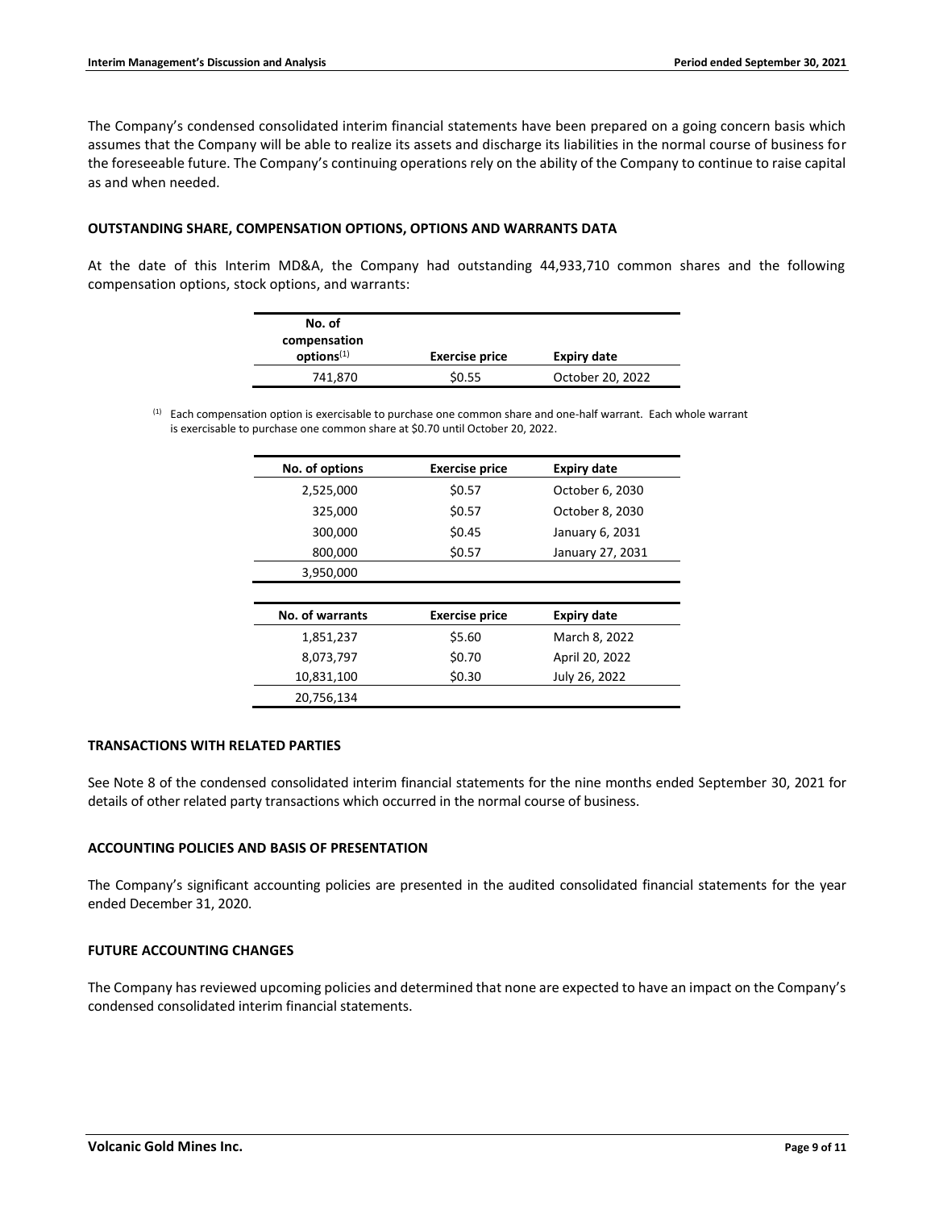The Company's condensed consolidated interim financial statements have been prepared on a going concern basis which assumes that the Company will be able to realize its assets and discharge its liabilities in the normal course of business for the foreseeable future. The Company's continuing operations rely on the ability of the Company to continue to raise capital as and when needed.

## OUTSTANDING SHARE, COMPENSATION OPTIONS, OPTIONS AND WARRANTS DATA

At the date of this Interim MD&A, the Company had outstanding 44,933,710 common shares and the following compensation options, stock options, and warrants:

| No. of compensation options[(1)] | Exercise price | Expiry date |
|---|---|---|
| 741,870 | $0.55 | October 20, 2022 |

[(1)] Each compensation option is exercisable to purchase one common share and one-half warrant. Each whole warrant is exercisable to purchase one common share at $0.70 until October 20, 2022.

| No. of options | Exercise price | Expiry date |
|---|---|---|
| 2,525,000 | $0.57 | October 6, 2030 |
| 325,000 | $0.57 | October 8, 2030 |
| 300,000 | $0.45 | January 6, 2031 |
| 800,000 | $0.57 | January 27, 2031 |
| 3,950,000 | | |

| No. of warrants | Exercise price | Expiry date |
|---|---|---|
| 1,851,237 | $5.60 | March 8, 2022 |
| 8,073,797 | $0.70 | April 20, 2022 |
| 10,831,100 | $0.30 | July 26, 2022 |
| 20,756,134 | | |

## TRANSACTIONS WITH RELATED PARTIES

See Note 8 of the condensed consolidated interim financial statements for the nine months ended September 30, 2021 for details of other related party transactions which occurred in the normal course of business.

## ACCOUNTING POLICIES AND BASIS OF PRESENTATION

The Company's significant accounting policies are presented in the audited consolidated financial statements for the year ended December 31, 2020.

## FUTURE ACCOUNTING CHANGES

The Company has reviewed upcoming policies and determined that none are expected to have an impact on the Company's condensed consolidated interim financial statements.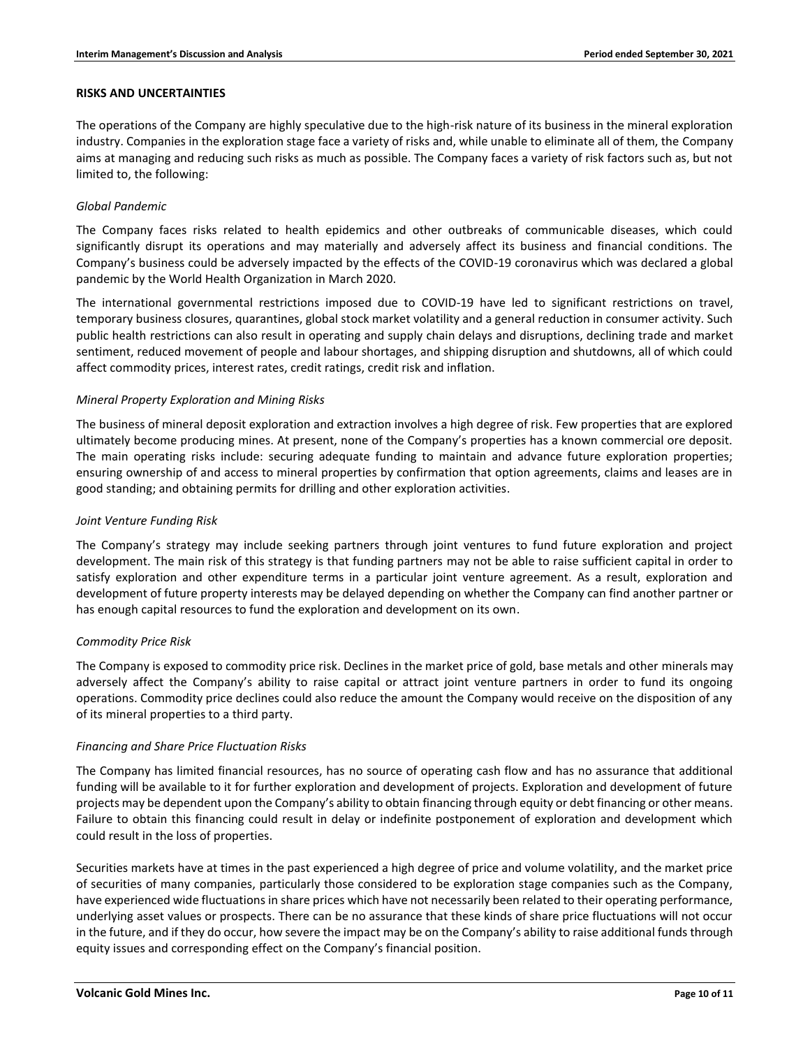## RISKS AND UNCERTAINTIES

The operations of the Company are highly speculative due to the high-risk nature of its business in the mineral exploration industry. Companies in the exploration stage face a variety of risks and, while unable to eliminate all of them, the Company aims at managing and reducing such risks as much as possible. The Company faces a variety of risk factors such as, but not limited to, the following:

### *Global Pandemic*

The Company faces risks related to health epidemics and other outbreaks of communicable diseases, which could significantly disrupt its operations and may materially and adversely affect its business and financial conditions. The Company's business could be adversely impacted by the effects of the COVID-19 coronavirus which was declared a global pandemic by the World Health Organization in March 2020.

The international governmental restrictions imposed due to COVID-19 have led to significant restrictions on travel, temporary business closures, quarantines, global stock market volatility and a general reduction in consumer activity. Such public health restrictions can also result in operating and supply chain delays and disruptions, declining trade and market sentiment, reduced movement of people and labour shortages, and shipping disruption and shutdowns, all of which could affect commodity prices, interest rates, credit ratings, credit risk and inflation.

### *Mineral Property Exploration and Mining Risks*

The business of mineral deposit exploration and extraction involves a high degree of risk. Few properties that are explored ultimately become producing mines. At present, none of the Company's properties has a known commercial ore deposit. The main operating risks include: securing adequate funding to maintain and advance future exploration properties; ensuring ownership of and access to mineral properties by confirmation that option agreements, claims and leases are in good standing; and obtaining permits for drilling and other exploration activities.

### *Joint Venture Funding Risk*

The Company's strategy may include seeking partners through joint ventures to fund future exploration and project development. The main risk of this strategy is that funding partners may not be able to raise sufficient capital in order to satisfy exploration and other expenditure terms in a particular joint venture agreement. As a result, exploration and development of future property interests may be delayed depending on whether the Company can find another partner or has enough capital resources to fund the exploration and development on its own.

### *Commodity Price Risk*

The Company is exposed to commodity price risk. Declines in the market price of gold, base metals and other minerals may adversely affect the Company's ability to raise capital or attract joint venture partners in order to fund its ongoing operations. Commodity price declines could also reduce the amount the Company would receive on the disposition of any of its mineral properties to a third party.

### *Financing and Share Price Fluctuation Risks*

The Company has limited financial resources, has no source of operating cash flow and has no assurance that additional funding will be available to it for further exploration and development of projects. Exploration and development of future projects may be dependent upon the Company's ability to obtain financing through equity or debt financing or other means. Failure to obtain this financing could result in delay or indefinite postponement of exploration and development which could result in the loss of properties.

Securities markets have at times in the past experienced a high degree of price and volume volatility, and the market price of securities of many companies, particularly those considered to be exploration stage companies such as the Company, have experienced wide fluctuations in share prices which have not necessarily been related to their operating performance, underlying asset values or prospects. There can be no assurance that these kinds of share price fluctuations will not occur in the future, and if they do occur, how severe the impact may be on the Company's ability to raise additional funds through equity issues and corresponding effect on the Company's financial position.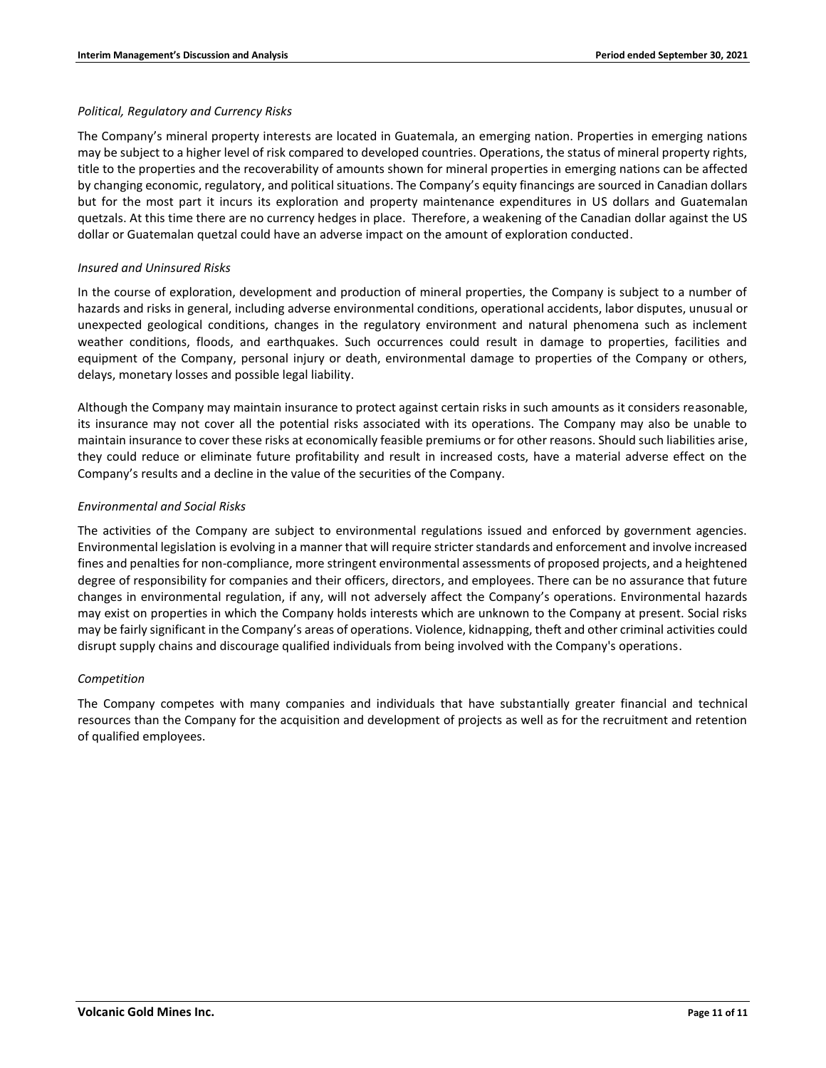*Political, Regulatory and Currency Risks*

The Company's mineral property interests are located in Guatemala, an emerging nation. Properties in emerging nations may be subject to a higher level of risk compared to developed countries. Operations, the status of mineral property rights, title to the properties and the recoverability of amounts shown for mineral properties in emerging nations can be affected by changing economic, regulatory, and political situations. The Company's equity financings are sourced in Canadian dollars but for the most part it incurs its exploration and property maintenance expenditures in US dollars and Guatemalan quetzals. At this time there are no currency hedges in place. Therefore, a weakening of the Canadian dollar against the US dollar or Guatemalan quetzal could have an adverse impact on the amount of exploration conducted.

*Insured and Uninsured Risks*

In the course of exploration, development and production of mineral properties, the Company is subject to a number of hazards and risks in general, including adverse environmental conditions, operational accidents, labor disputes, unusual or unexpected geological conditions, changes in the regulatory environment and natural phenomena such as inclement weather conditions, floods, and earthquakes. Such occurrences could result in damage to properties, facilities and equipment of the Company, personal injury or death, environmental damage to properties of the Company or others, delays, monetary losses and possible legal liability.

Although the Company may maintain insurance to protect against certain risks in such amounts as it considers reasonable, its insurance may not cover all the potential risks associated with its operations. The Company may also be unable to maintain insurance to cover these risks at economically feasible premiums or for other reasons. Should such liabilities arise, they could reduce or eliminate future profitability and result in increased costs, have a material adverse effect on the Company's results and a decline in the value of the securities of the Company.

*Environmental and Social Risks*

The activities of the Company are subject to environmental regulations issued and enforced by government agencies. Environmental legislation is evolving in a manner that will require stricter standards and enforcement and involve increased fines and penalties for non-compliance, more stringent environmental assessments of proposed projects, and a heightened degree of responsibility for companies and their officers, directors, and employees. There can be no assurance that future changes in environmental regulation, if any, will not adversely affect the Company's operations. Environmental hazards may exist on properties in which the Company holds interests which are unknown to the Company at present. Social risks may be fairly significant in the Company's areas of operations. Violence, kidnapping, theft and other criminal activities could disrupt supply chains and discourage qualified individuals from being involved with the Company's operations.

*Competition*

The Company competes with many companies and individuals that have substantially greater financial and technical resources than the Company for the acquisition and development of projects as well as for the recruitment and retention of qualified employees.